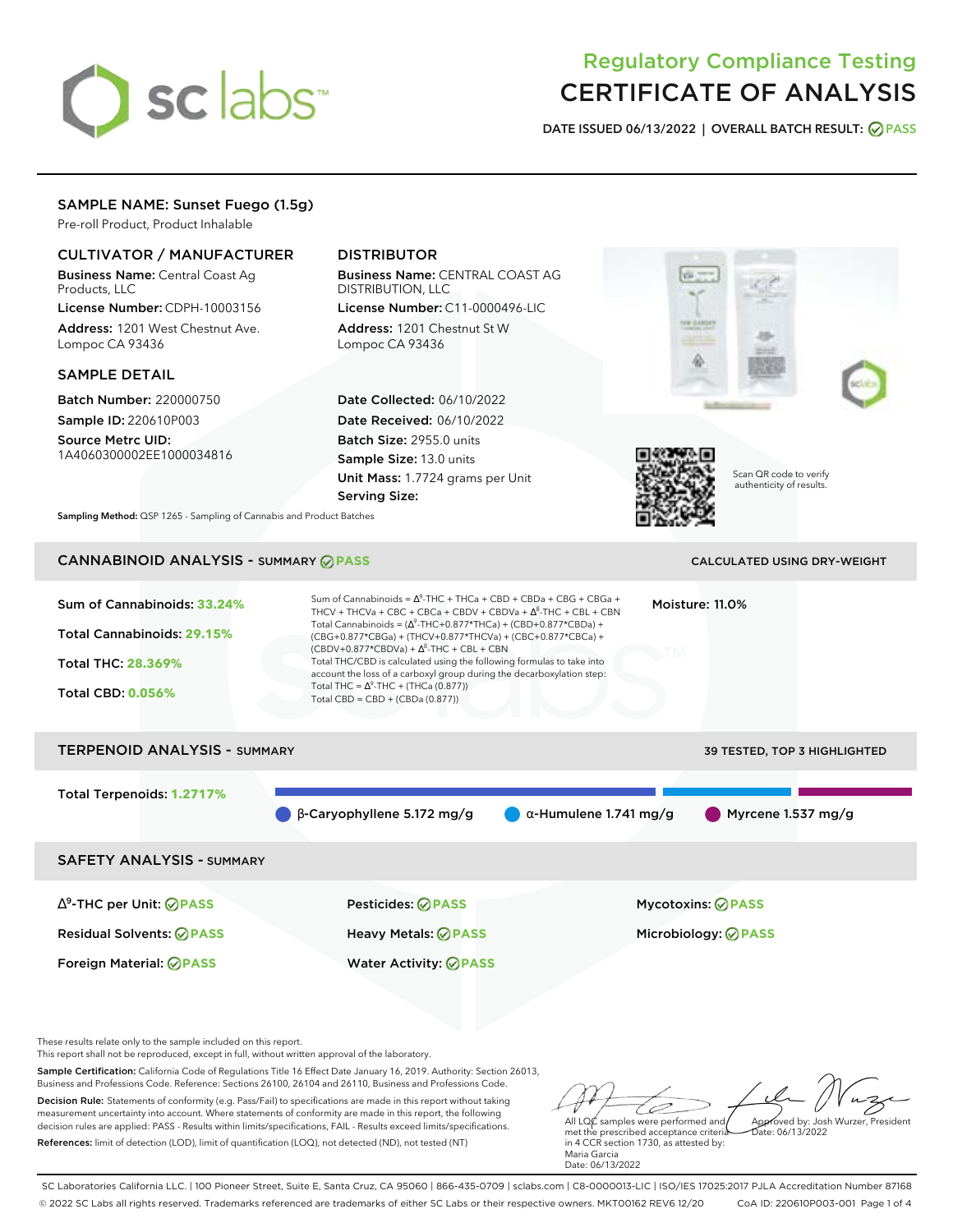# Regulatory Compliance Testing
# CERTIFICATE OF ANALYSIS

**DATE ISSUED 06/13/2022 | OVERALL BATCH RESULT: PASS**

## SAMPLE NAME: Sunset Fuego (1.5g)

Pre-roll Product, Product Inhalable

### CULTIVATOR / MANUFACTURER

**Business Name:** Central Coast Ag Products, LLC

**License Number:** CDPH-10003156

**Address:** 1201 West Chestnut Ave. Lompoc CA 93436

### DISTRIBUTOR

**Business Name:** CENTRAL COAST AG DISTRIBUTION, LLC

**License Number:** C11-0000496-LIC

**Address:** 1201 Chestnut St W Lompoc CA 93436

### SAMPLE DETAIL

**Batch Number:** 220000750

**Sample ID:** 220610P003

**Source Metrc UID:** 1A4060300002EE1000034816

**Date Collected:** 06/10/2022

**Date Received:** 06/10/2022

**Batch Size:** 2955.0 units

**Sample Size:** 13.0 units

**Unit Mass:** 1.7724 grams per Unit

**Serving Size:**

Scan QR code to verify authenticity of results.

**Sampling Method:** QSP 1265 - Sampling of Cannabis and Product Batches

## CANNABINOID ANALYSIS - SUMMARY PASS

CALCULATED USING DRY-WEIGHT

**Sum of Cannabinoids: 33.24%**

**Total Cannabinoids: 29.15%**

**Total THC: 28.369%**

**Total CBD: 0.056%**

Sum of Cannabinoids = $\Delta^9$-THC + THCa + CBD + CBDa + CBG + CBGa + THCV + THCVa + CBC + CBCa + CBDV + CBDVa + $\Delta^8$-THC + CBL + CBN

Total Cannabinoids = ($\Delta^9$-THC+0.877\*THCa) + (CBD+0.877\*CBDa) + (CBG+0.877\*CBGa) + (THCV+0.877\*THCVa) + (CBC+0.877\*CBCa) + (CBDV+0.877\*CBDVa) + $\Delta^8$-THC + CBL + CBN

Total THC/CBD is calculated using the following formulas to take into account the loss of a carboxyl group during the decarboxylation step:

Total THC = $\Delta^9$-THC + (THCa (0.877))

Total CBD = CBD + (CBDa (0.877))

**Moisture:** 11.0%

## TERPENOID ANALYSIS - SUMMARY

39 TESTED, TOP 3 HIGHLIGHTED

**Total Terpenoids: 1.2717%**

- β-Caryophyllene 5.172 mg/g
- α-Humulene 1.741 mg/g
- Myrcene 1.537 mg/g

## SAFETY ANALYSIS - SUMMARY

| | | |
|---|---|---|
| $\Delta^9$-THC per Unit: PASS | Pesticides: PASS | Mycotoxins: PASS |
| Residual Solvents: PASS | Heavy Metals: PASS | Microbiology: PASS |
| Foreign Material: PASS | Water Activity: PASS | |

These results relate only to the sample included on this report.
This report shall not be reproduced, except in full, without written approval of the laboratory.

**Sample Certification:** California Code of Regulations Title 16 Effect Date January 16, 2019. Authority: Section 26013, Business and Professions Code. Reference: Sections 26100, 26104 and 26110, Business and Professions Code.

**Decision Rule:** Statements of conformity (e.g. Pass/Fail) to specifications are made in this report without taking measurement uncertainty into account. Where statements of conformity are made in this report, the following decision rules are applied: PASS - Results within limits/specifications, FAIL - Results exceed limits/specifications.

**References:** limit of detection (LOD), limit of quantification (LOQ), not detected (ND), not tested (NT)

All LQC samples were performed and met the prescribed acceptance criteria in 4 CCR section 1730, as attested by: Maria Garcia
Date: 06/13/2022

Approved by: Josh Wurzer, President
Date: 06/13/2022

SC Laboratories California LLC. | 100 Pioneer Street, Suite E, Santa Cruz, CA 95060 | 866-435-0709 | sclabs.com | C8-0000013-LIC | ISO/IES 17025:2017 PJLA Accreditation Number 87168
© 2022 SC Labs all rights reserved. Trademarks referenced are trademarks of either SC Labs or their respective owners. MKT00162 REV6 12/20 CoA ID: 220610P003-001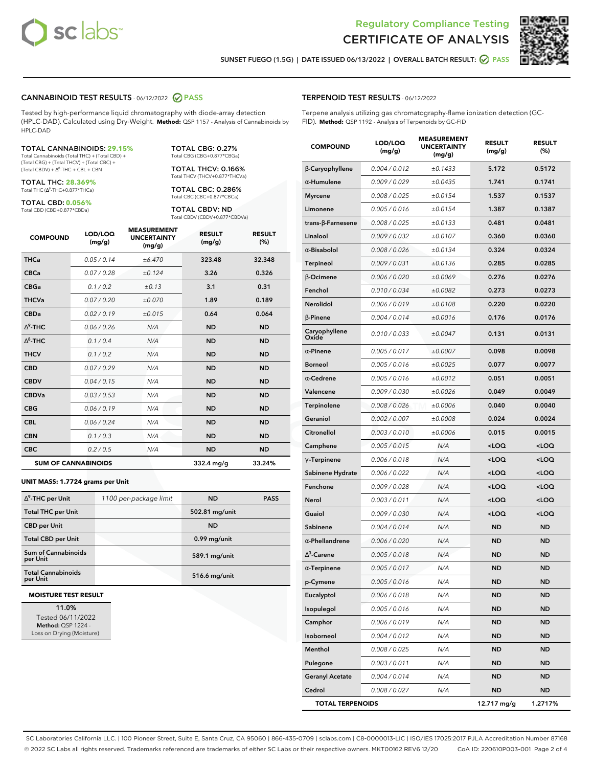Regulatory Compliance Testing
# CERTIFICATE OF ANALYSIS

SUNSET FUEGO (1.5G) | DATE ISSUED 06/13/2022 | OVERALL BATCH RESULT: PASS

## CANNABINOID TEST RESULTS - 06/12/2022 PASS

Tested by high-performance liquid chromatography with diode-array detection (HPLC-DAD). Calculated using Dry-Weight. **Method:** QSP 1157 - Analysis of Cannabinoids by HPLC-DAD

**TOTAL CANNABINOIDS: 29.15%**
Total Cannabinoids (Total THC) + (Total CBD) + (Total CBG) + (Total THCV) + (Total CBC) + (Total CBDV) + $\Delta^8$-THC + CBL + CBN

**TOTAL THC: 28.369%**
Total THC ($\Delta^9$-THC+0.877*THCa)

**TOTAL CBD: 0.056%**
Total CBD (CBD+0.877*CBDa)

**TOTAL CBG: 0.27%**
Total CBG (CBG+0.877*CBGa)

**TOTAL THCV: 0.166%**
Total THCV (THCV+0.877*THCVa)

**TOTAL CBC: 0.286%**
Total CBC (CBC+0.877*CBCa)

**TOTAL CBDV: ND**
Total CBDV (CBDV+0.877*CBDVa)

| COMPOUND | LOD/LOQ (mg/g) | MEASUREMENT UNCERTAINTY (mg/g) | RESULT (mg/g) | RESULT (%) |
|---|---|---|---|---|
| THCa | 0.05 / 0.14 | ±6.470 | 323.48 | 32.348 |
| CBCa | 0.07 / 0.28 | ±0.124 | 3.26 | 0.326 |
| CBGa | 0.1 / 0.2 | ±0.13 | 3.1 | 0.31 |
| THCVa | 0.07 / 0.20 | ±0.070 | 1.89 | 0.189 |
| CBDa | 0.02 / 0.19 | ±0.015 | 0.64 | 0.064 |
| $\Delta^9$-THC | 0.06 / 0.26 | N/A | ND | ND |
| $\Delta^8$-THC | 0.1 / 0.4 | N/A | ND | ND |
| THCV | 0.1 / 0.2 | N/A | ND | ND |
| CBD | 0.07 / 0.29 | N/A | ND | ND |
| CBDV | 0.04 / 0.15 | N/A | ND | ND |
| CBDVa | 0.03 / 0.53 | N/A | ND | ND |
| CBG | 0.06 / 0.19 | N/A | ND | ND |
| CBL | 0.06 / 0.24 | N/A | ND | ND |
| CBN | 0.1 / 0.3 | N/A | ND | ND |
| CBC | 0.2 / 0.5 | N/A | ND | ND |
| **SUM OF CANNABINOIDS** | | | **332.4 mg/g** | **33.24%** |

**UNIT MASS: 1.7724 grams per Unit**

| | | | |
|---|---|---|---|
| $\Delta^9$-THC per Unit | 1100 per-package limit | ND | PASS |
| Total THC per Unit | | 502.81 mg/unit | |
| CBD per Unit | | ND | |
| Total CBD per Unit | | 0.99 mg/unit | |
| Sum of Cannabinoids per Unit | | 589.1 mg/unit | |
| Total Cannabinoids per Unit | | 516.6 mg/unit | |

**MOISTURE TEST RESULT**

11.0%
Tested 06/11/2022
**Method:** QSP 1224 - Loss on Drying (Moisture)

## TERPENOID TEST RESULTS - 06/12/2022

Terpene analysis utilizing gas chromatography-flame ionization detection (GC-FID). **Method:** QSP 1192 - Analysis of Terpenoids by GC-FID

| COMPOUND | LOD/LOQ (mg/g) | MEASUREMENT UNCERTAINTY (mg/g) | RESULT (mg/g) | RESULT (%) |
|---|---|---|---|---|
| β-Caryophyllene | 0.004 / 0.012 | ±0.1433 | 5.172 | 0.5172 |
| α-Humulene | 0.009 / 0.029 | ±0.0435 | 1.741 | 0.1741 |
| Myrcene | 0.008 / 0.025 | ±0.0154 | 1.537 | 0.1537 |
| Limonene | 0.005 / 0.016 | ±0.0154 | 1.387 | 0.1387 |
| trans-β-Farnesene | 0.008 / 0.025 | ±0.0133 | 0.481 | 0.0481 |
| Linalool | 0.009 / 0.032 | ±0.0107 | 0.360 | 0.0360 |
| α-Bisabolol | 0.008 / 0.026 | ±0.0134 | 0.324 | 0.0324 |
| Terpineol | 0.009 / 0.031 | ±0.0136 | 0.285 | 0.0285 |
| β-Ocimene | 0.006 / 0.020 | ±0.0069 | 0.276 | 0.0276 |
| Fenchol | 0.010 / 0.034 | ±0.0082 | 0.273 | 0.0273 |
| Nerolidol | 0.006 / 0.019 | ±0.0108 | 0.220 | 0.0220 |
| β-Pinene | 0.004 / 0.014 | ±0.0016 | 0.176 | 0.0176 |
| Caryophyllene Oxide | 0.010 / 0.033 | ±0.0047 | 0.131 | 0.0131 |
| α-Pinene | 0.005 / 0.017 | ±0.0007 | 0.098 | 0.0098 |
| Borneol | 0.005 / 0.016 | ±0.0025 | 0.077 | 0.0077 |
| α-Cedrene | 0.005 / 0.016 | ±0.0012 | 0.051 | 0.0051 |
| Valencene | 0.009 / 0.030 | ±0.0026 | 0.049 | 0.0049 |
| Terpinolene | 0.008 / 0.026 | ±0.0006 | 0.040 | 0.0040 |
| Geraniol | 0.002 / 0.007 | ±0.0008 | 0.024 | 0.0024 |
| Citronellol | 0.003 / 0.010 | ±0.0006 | 0.015 | 0.0015 |
| Camphene | 0.005 / 0.015 | N/A | <LOQ | <LOQ |
| γ-Terpinene | 0.006 / 0.018 | N/A | <LOQ | <LOQ |
| Sabinene Hydrate | 0.006 / 0.022 | N/A | <LOQ | <LOQ |
| Fenchone | 0.009 / 0.028 | N/A | <LOQ | <LOQ |
| Nerol | 0.003 / 0.011 | N/A | <LOQ | <LOQ |
| Guaiol | 0.009 / 0.030 | N/A | <LOQ | <LOQ |
| Sabinene | 0.004 / 0.014 | N/A | ND | ND |
| α-Phellandrene | 0.006 / 0.020 | N/A | ND | ND |
| $\Delta^3$-Carene | 0.005 / 0.018 | N/A | ND | ND |
| α-Terpinene | 0.005 / 0.017 | N/A | ND | ND |
| p-Cymene | 0.005 / 0.016 | N/A | ND | ND |
| Eucalyptol | 0.006 / 0.018 | N/A | ND | ND |
| Isopulegol | 0.005 / 0.016 | N/A | ND | ND |
| Camphor | 0.006 / 0.019 | N/A | ND | ND |
| Isoborneol | 0.004 / 0.012 | N/A | ND | ND |
| Menthol | 0.008 / 0.025 | N/A | ND | ND |
| Pulegone | 0.003 / 0.011 | N/A | ND | ND |
| Geranyl Acetate | 0.004 / 0.014 | N/A | ND | ND |
| Cedrol | 0.008 / 0.027 | N/A | ND | ND |
| **TOTAL TERPENOIDS** | | | **12.717 mg/g** | **1.2717%** |

SC Laboratories California LLC. | 100 Pioneer Street, Suite E, Santa Cruz, CA 95060 | 866-435-0709 | sclabs.com | C8-0000013-LIC | ISO/IES 17025:2017 PJLA Accreditation Number 87168
© 2022 SC Labs all rights reserved. Trademarks referenced are trademarks of either SC Labs or their respective owners. MKT00162 REV6 12/20 CoA ID: 220610P003-001